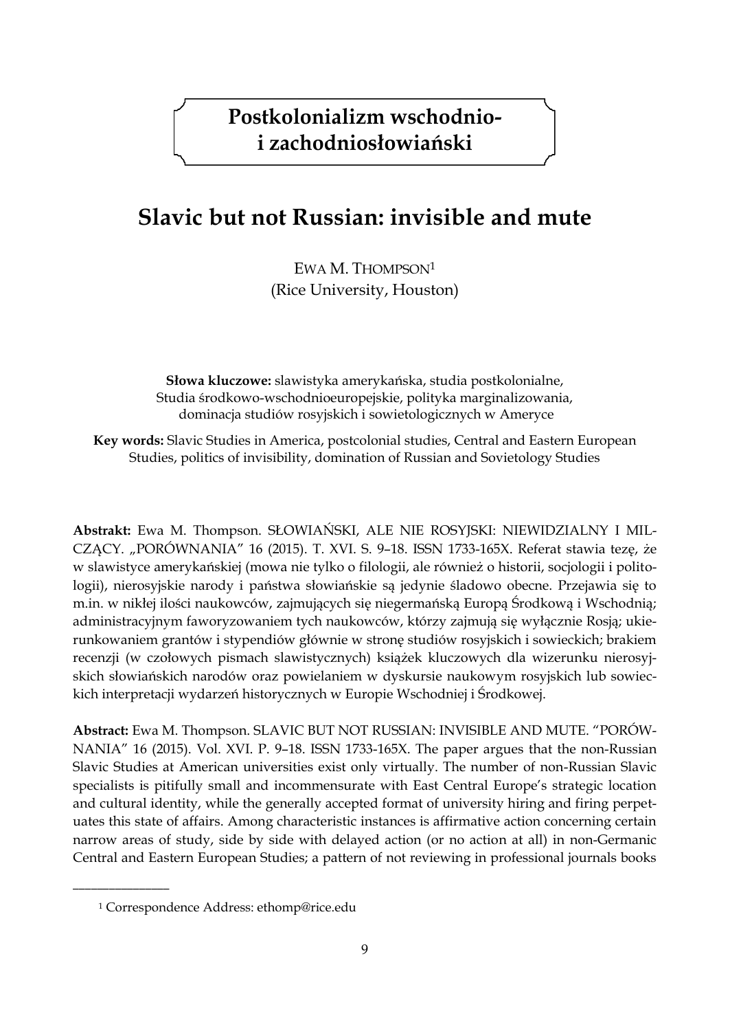## Postkolonializm wschodnio- i zachodniosłowiański

# Slavic but not Russian: invisible and mute

EWA M. THOMPSON[1]
(Rice University, Houston)

**Słowa kluczowe:** slawistyka amerykańska, studia postkolonialne, Studia środkowo-wschodnioeuropejskie, polityka marginalizowania, dominacja studiów rosyjskich i sowietologicznych w Ameryce

**Key words:** Slavic Studies in America, postcolonial studies, Central and Eastern European Studies, politics of invisibility, domination of Russian and Sovietology Studies

**Abstrakt:** Ewa M. Thompson. SŁOWIAŃSKI, ALE NIE ROSYJSKI: NIEWIDZIALNY I MILCZĄCY. „PORÓWNANIA" 16 (2015). T. XVI. S. 9–18. ISSN 1733-165X. Referat stawia tezę, że w slawistyce amerykańskiej (mowa nie tylko o filologii, ale również o historii, socjologii i politologii), nierosyjskie narody i państwa słowiańskie są jedynie śladowo obecne. Przejawia się to m.in. w nikłej ilości naukowców, zajmujących się niegermańską Europą Środkową i Wschodnią; administracyjnym faworyzowaniem tych naukowców, którzy zajmują się wyłącznie Rosją; ukierunkowaniem grantów i stypendiów głównie w stronę studiów rosyjskich i sowieckich; brakiem recenzji (w czołowych pismach slawistycznych) książek kluczowych dla wizerunku nierosyjskich słowiańskich narodów oraz powielaniem w dyskursie naukowym rosyjskich lub sowieckich interpretacji wydarzeń historycznych w Europie Wschodniej i Środkowej.

**Abstract:** Ewa M. Thompson. SLAVIC BUT NOT RUSSIAN: INVISIBLE AND MUTE. "PORÓWNANIA" 16 (2015). Vol. XVI. P. 9–18. ISSN 1733-165X. The paper argues that the non-Russian Slavic Studies at American universities exist only virtually. The number of non-Russian Slavic specialists is pitifully small and incommensurate with East Central Europe's strategic location and cultural identity, while the generally accepted format of university hiring and firing perpetuates this state of affairs. Among characteristic instances is affirmative action concerning certain narrow areas of study, side by side with delayed action (or no action at all) in non-Germanic Central and Eastern European Studies; a pattern of not reviewing in professional journals books

---

[1] Correspondence Address: ethomp@rice.edu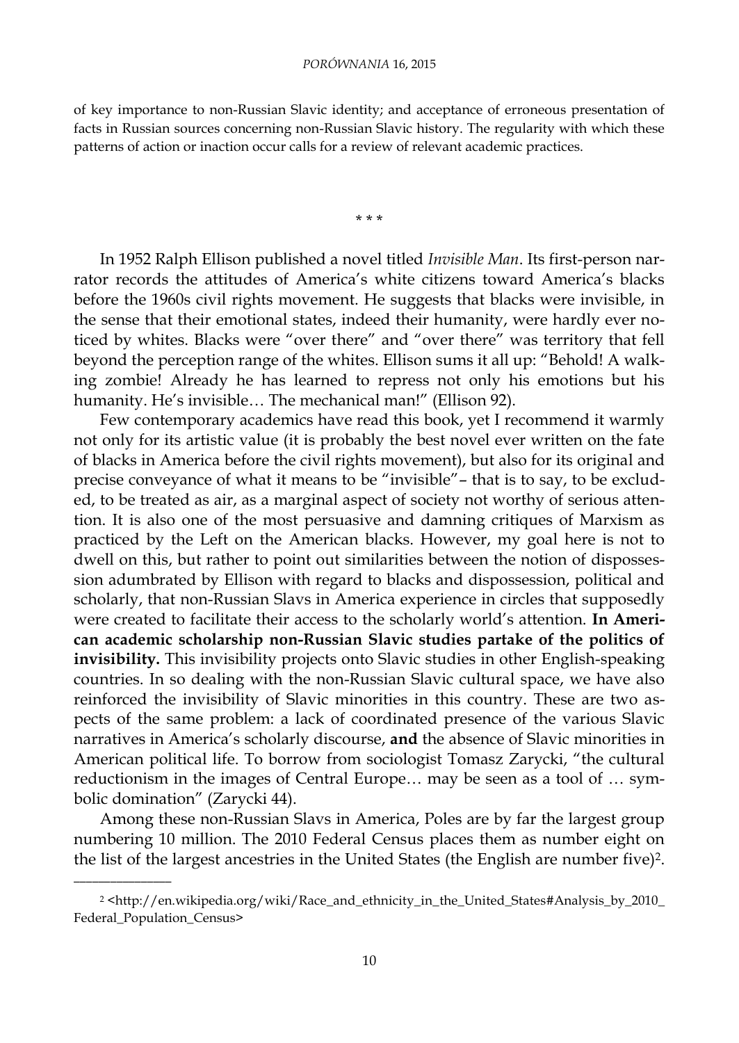of key importance to non-Russian Slavic identity; and acceptance of erroneous presentation of facts in Russian sources concerning non-Russian Slavic history. The regularity with which these patterns of action or inaction occur calls for a review of relevant academic practices.

\* \* \*

In 1952 Ralph Ellison published a novel titled *Invisible Man*. Its first-person narrator records the attitudes of America's white citizens toward America's blacks before the 1960s civil rights movement. He suggests that blacks were invisible, in the sense that their emotional states, indeed their humanity, were hardly ever noticed by whites. Blacks were "over there" and "over there" was territory that fell beyond the perception range of the whites. Ellison sums it all up: "Behold! A walking zombie! Already he has learned to repress not only his emotions but his humanity. He's invisible… The mechanical man!" (Ellison 92).

Few contemporary academics have read this book, yet I recommend it warmly not only for its artistic value (it is probably the best novel ever written on the fate of blacks in America before the civil rights movement), but also for its original and precise conveyance of what it means to be "invisible"– that is to say, to be excluded, to be treated as air, as a marginal aspect of society not worthy of serious attention. It is also one of the most persuasive and damning critiques of Marxism as practiced by the Left on the American blacks. However, my goal here is not to dwell on this, but rather to point out similarities between the notion of dispossession adumbrated by Ellison with regard to blacks and dispossession, political and scholarly, that non-Russian Slavs in America experience in circles that supposedly were created to facilitate their access to the scholarly world's attention. **In American academic scholarship non-Russian Slavic studies partake of the politics of invisibility.** This invisibility projects onto Slavic studies in other English-speaking countries. In so dealing with the non-Russian Slavic cultural space, we have also reinforced the invisibility of Slavic minorities in this country. These are two aspects of the same problem: a lack of coordinated presence of the various Slavic narratives in America's scholarly discourse, **and** the absence of Slavic minorities in American political life. To borrow from sociologist Tomasz Zarycki, "the cultural reductionism in the images of Central Europe… may be seen as a tool of … symbolic domination" (Zarycki 44).

Among these non-Russian Slavs in America, Poles are by far the largest group numbering 10 million. The 2010 Federal Census places them as number eight on the list of the largest ancestries in the United States (the English are number five)[2].

---

[2] <http://en.wikipedia.org/wiki/Race_and_ethnicity_in_the_United_States#Analysis_by_2010_Federal_Population_Census>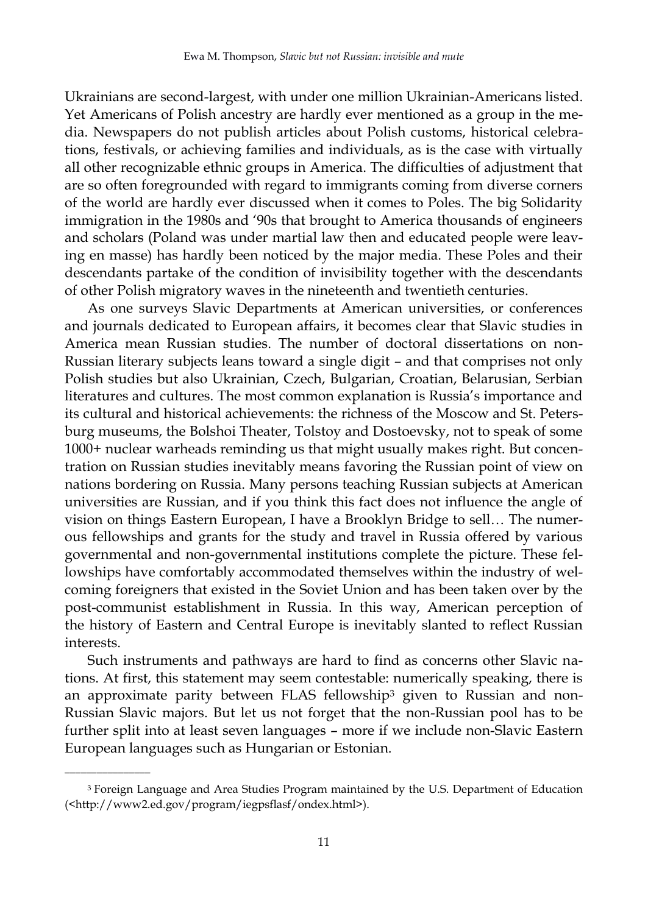Ukrainians are second-largest, with under one million Ukrainian-Americans listed. Yet Americans of Polish ancestry are hardly ever mentioned as a group in the media. Newspapers do not publish articles about Polish customs, historical celebrations, festivals, or achieving families and individuals, as is the case with virtually all other recognizable ethnic groups in America. The difficulties of adjustment that are so often foregrounded with regard to immigrants coming from diverse corners of the world are hardly ever discussed when it comes to Poles. The big Solidarity immigration in the 1980s and '90s that brought to America thousands of engineers and scholars (Poland was under martial law then and educated people were leaving en masse) has hardly been noticed by the major media. These Poles and their descendants partake of the condition of invisibility together with the descendants of other Polish migratory waves in the nineteenth and twentieth centuries.

As one surveys Slavic Departments at American universities, or conferences and journals dedicated to European affairs, it becomes clear that Slavic studies in America mean Russian studies. The number of doctoral dissertations on non-Russian literary subjects leans toward a single digit – and that comprises not only Polish studies but also Ukrainian, Czech, Bulgarian, Croatian, Belarusian, Serbian literatures and cultures. The most common explanation is Russia's importance and its cultural and historical achievements: the richness of the Moscow and St. Petersburg museums, the Bolshoi Theater, Tolstoy and Dostoevsky, not to speak of some 1000+ nuclear warheads reminding us that might usually makes right. But concentration on Russian studies inevitably means favoring the Russian point of view on nations bordering on Russia. Many persons teaching Russian subjects at American universities are Russian, and if you think this fact does not influence the angle of vision on things Eastern European, I have a Brooklyn Bridge to sell… The numerous fellowships and grants for the study and travel in Russia offered by various governmental and non-governmental institutions complete the picture. These fellowships have comfortably accommodated themselves within the industry of welcoming foreigners that existed in the Soviet Union and has been taken over by the post-communist establishment in Russia. In this way, American perception of the history of Eastern and Central Europe is inevitably slanted to reflect Russian interests.

Such instruments and pathways are hard to find as concerns other Slavic nations. At first, this statement may seem contestable: numerically speaking, there is an approximate parity between FLAS fellowship[3] given to Russian and non-Russian Slavic majors. But let us not forget that the non-Russian pool has to be further split into at least seven languages – more if we include non-Slavic Eastern European languages such as Hungarian or Estonian.

---

[3] Foreign Language and Area Studies Program maintained by the U.S. Department of Education (<http://www2.ed.gov/program/iegpsflasf/ondex.html>).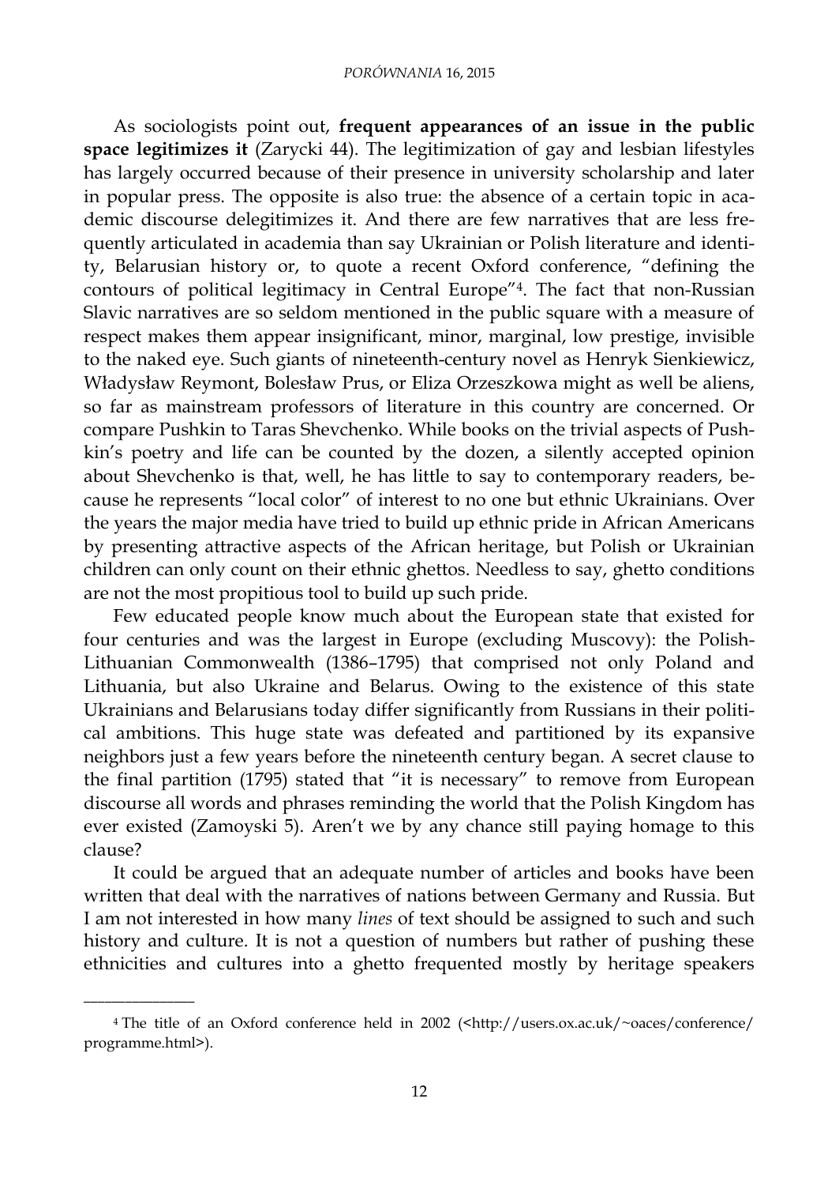As sociologists point out, **frequent appearances of an issue in the public space legitimizes it** (Zarycki 44). The legitimization of gay and lesbian lifestyles has largely occurred because of their presence in university scholarship and later in popular press. The opposite is also true: the absence of a certain topic in academic discourse delegitimizes it. And there are few narratives that are less frequently articulated in academia than say Ukrainian or Polish literature and identity, Belarusian history or, to quote a recent Oxford conference, "defining the contours of political legitimacy in Central Europe"[4]. The fact that non-Russian Slavic narratives are so seldom mentioned in the public square with a measure of respect makes them appear insignificant, minor, marginal, low prestige, invisible to the naked eye. Such giants of nineteenth-century novel as Henryk Sienkiewicz, Władysław Reymont, Bolesław Prus, or Eliza Orzeszkowa might as well be aliens, so far as mainstream professors of literature in this country are concerned. Or compare Pushkin to Taras Shevchenko. While books on the trivial aspects of Pushkin's poetry and life can be counted by the dozen, a silently accepted opinion about Shevchenko is that, well, he has little to say to contemporary readers, because he represents "local color" of interest to no one but ethnic Ukrainians. Over the years the major media have tried to build up ethnic pride in African Americans by presenting attractive aspects of the African heritage, but Polish or Ukrainian children can only count on their ethnic ghettos. Needless to say, ghetto conditions are not the most propitious tool to build up such pride.

Few educated people know much about the European state that existed for four centuries and was the largest in Europe (excluding Muscovy): the Polish-Lithuanian Commonwealth (1386–1795) that comprised not only Poland and Lithuania, but also Ukraine and Belarus. Owing to the existence of this state Ukrainians and Belarusians today differ significantly from Russians in their political ambitions. This huge state was defeated and partitioned by its expansive neighbors just a few years before the nineteenth century began. A secret clause to the final partition (1795) stated that "it is necessary" to remove from European discourse all words and phrases reminding the world that the Polish Kingdom has ever existed (Zamoyski 5). Aren't we by any chance still paying homage to this clause?

It could be argued that an adequate number of articles and books have been written that deal with the narratives of nations between Germany and Russia. But I am not interested in how many *lines* of text should be assigned to such and such history and culture. It is not a question of numbers but rather of pushing these ethnicities and cultures into a ghetto frequented mostly by heritage speakers

---

[4] The title of an Oxford conference held in 2002 (<http://users.ox.ac.uk/~oaces/conference/programme.html>).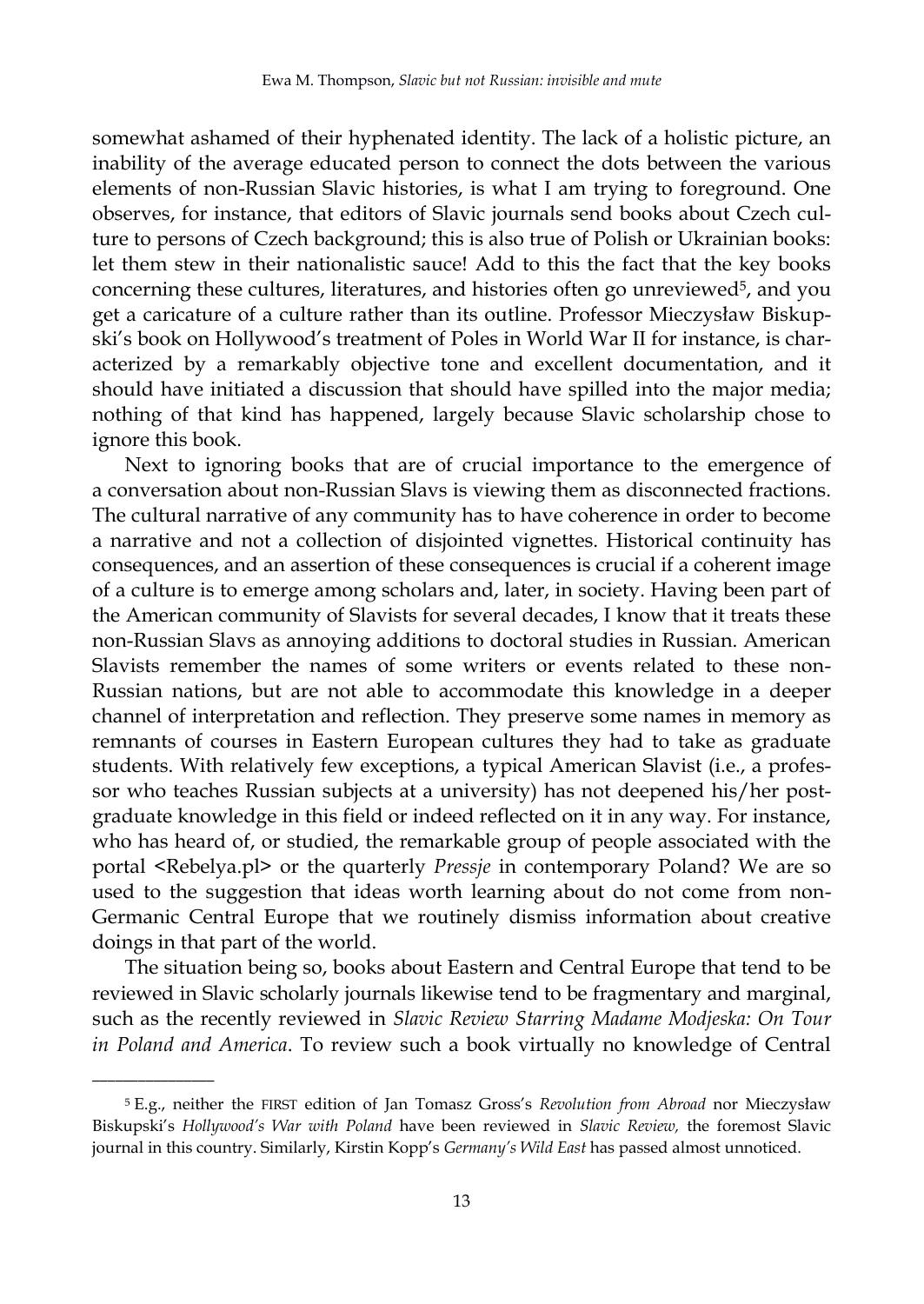somewhat ashamed of their hyphenated identity. The lack of a holistic picture, an inability of the average educated person to connect the dots between the various elements of non-Russian Slavic histories, is what I am trying to foreground. One observes, for instance, that editors of Slavic journals send books about Czech culture to persons of Czech background; this is also true of Polish or Ukrainian books: let them stew in their nationalistic sauce! Add to this the fact that the key books concerning these cultures, literatures, and histories often go unreviewed[5], and you get a caricature of a culture rather than its outline. Professor Mieczysław Biskupski's book on Hollywood's treatment of Poles in World War II for instance, is characterized by a remarkably objective tone and excellent documentation, and it should have initiated a discussion that should have spilled into the major media; nothing of that kind has happened, largely because Slavic scholarship chose to ignore this book.

Next to ignoring books that are of crucial importance to the emergence of a conversation about non-Russian Slavs is viewing them as disconnected fractions. The cultural narrative of any community has to have coherence in order to become a narrative and not a collection of disjointed vignettes. Historical continuity has consequences, and an assertion of these consequences is crucial if a coherent image of a culture is to emerge among scholars and, later, in society. Having been part of the American community of Slavists for several decades, I know that it treats these non-Russian Slavs as annoying additions to doctoral studies in Russian. American Slavists remember the names of some writers or events related to these non-Russian nations, but are not able to accommodate this knowledge in a deeper channel of interpretation and reflection. They preserve some names in memory as remnants of courses in Eastern European cultures they had to take as graduate students. With relatively few exceptions, a typical American Slavist (i.e., a professor who teaches Russian subjects at a university) has not deepened his/her postgraduate knowledge in this field or indeed reflected on it in any way. For instance, who has heard of, or studied, the remarkable group of people associated with the portal <Rebelya.pl> or the quarterly *Pressje* in contemporary Poland? We are so used to the suggestion that ideas worth learning about do not come from non-Germanic Central Europe that we routinely dismiss information about creative doings in that part of the world.

The situation being so, books about Eastern and Central Europe that tend to be reviewed in Slavic scholarly journals likewise tend to be fragmentary and marginal, such as the recently reviewed in *Slavic Review Starring Madame Modjeska: On Tour in Poland and America*. To review such a book virtually no knowledge of Central

---

[5] E.g., neither the FIRST edition of Jan Tomasz Gross's *Revolution from Abroad* nor Mieczysław Biskupski's *Hollywood's War with Poland* have been reviewed in *Slavic Review,* the foremost Slavic journal in this country. Similarly, Kirstin Kopp's *Germany's Wild East* has passed almost unnoticed.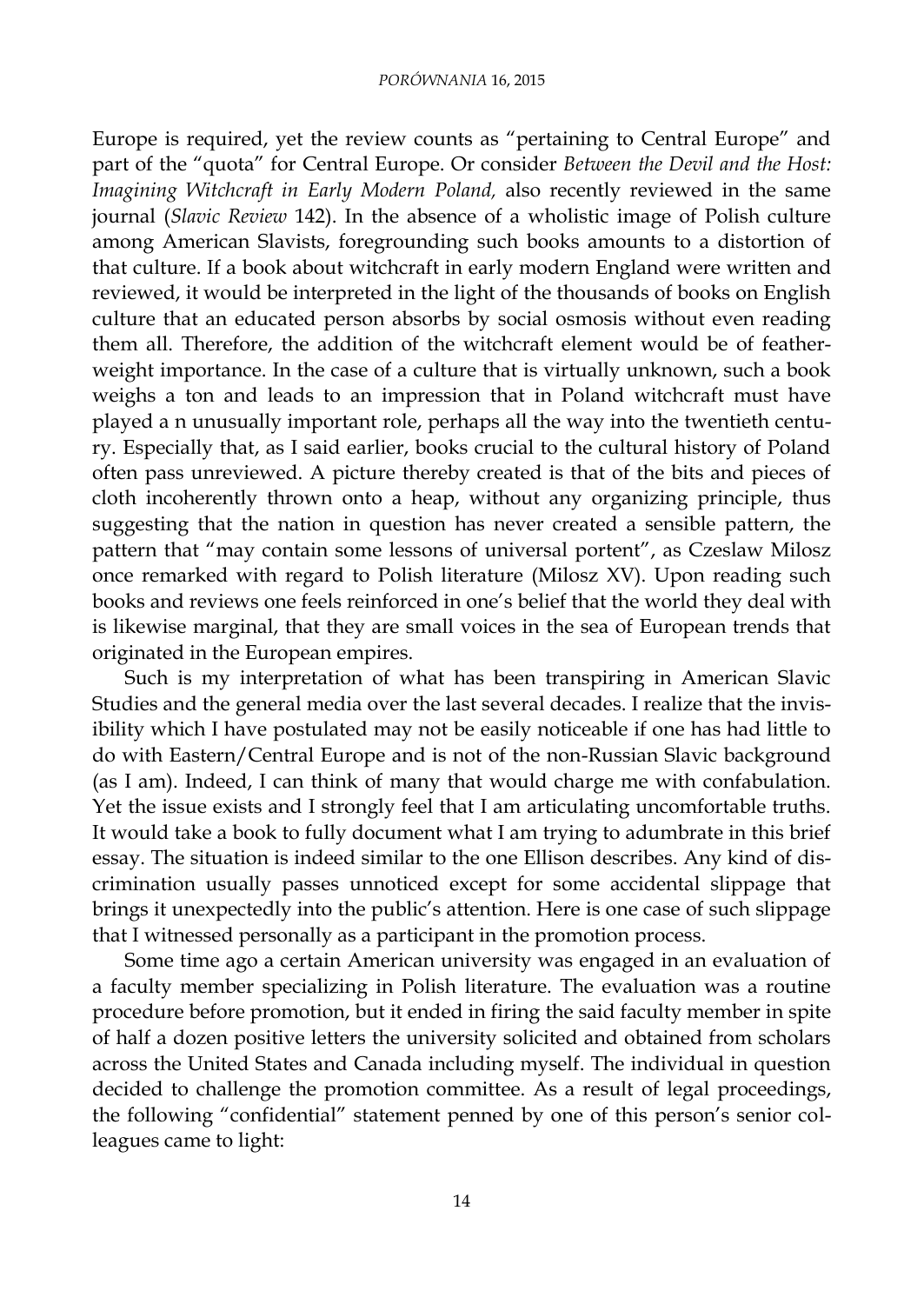Europe is required, yet the review counts as "pertaining to Central Europe" and part of the "quota" for Central Europe. Or consider *Between the Devil and the Host: Imagining Witchcraft in Early Modern Poland,* also recently reviewed in the same journal (*Slavic Review* 142). In the absence of a wholistic image of Polish culture among American Slavists, foregrounding such books amounts to a distortion of that culture. If a book about witchcraft in early modern England were written and reviewed, it would be interpreted in the light of the thousands of books on English culture that an educated person absorbs by social osmosis without even reading them all. Therefore, the addition of the witchcraft element would be of featherweight importance. In the case of a culture that is virtually unknown, such a book weighs a ton and leads to an impression that in Poland witchcraft must have played a n unusually important role, perhaps all the way into the twentieth century. Especially that, as I said earlier, books crucial to the cultural history of Poland often pass unreviewed. A picture thereby created is that of the bits and pieces of cloth incoherently thrown onto a heap, without any organizing principle, thus suggesting that the nation in question has never created a sensible pattern, the pattern that "may contain some lessons of universal portent", as Czeslaw Milosz once remarked with regard to Polish literature (Milosz XV). Upon reading such books and reviews one feels reinforced in one's belief that the world they deal with is likewise marginal, that they are small voices in the sea of European trends that originated in the European empires.

Such is my interpretation of what has been transpiring in American Slavic Studies and the general media over the last several decades. I realize that the invisibility which I have postulated may not be easily noticeable if one has had little to do with Eastern/Central Europe and is not of the non-Russian Slavic background (as I am). Indeed, I can think of many that would charge me with confabulation. Yet the issue exists and I strongly feel that I am articulating uncomfortable truths. It would take a book to fully document what I am trying to adumbrate in this brief essay. The situation is indeed similar to the one Ellison describes. Any kind of discrimination usually passes unnoticed except for some accidental slippage that brings it unexpectedly into the public's attention. Here is one case of such slippage that I witnessed personally as a participant in the promotion process.

Some time ago a certain American university was engaged in an evaluation of a faculty member specializing in Polish literature. The evaluation was a routine procedure before promotion, but it ended in firing the said faculty member in spite of half a dozen positive letters the university solicited and obtained from scholars across the United States and Canada including myself. The individual in question decided to challenge the promotion committee. As a result of legal proceedings, the following "confidential" statement penned by one of this person's senior colleagues came to light: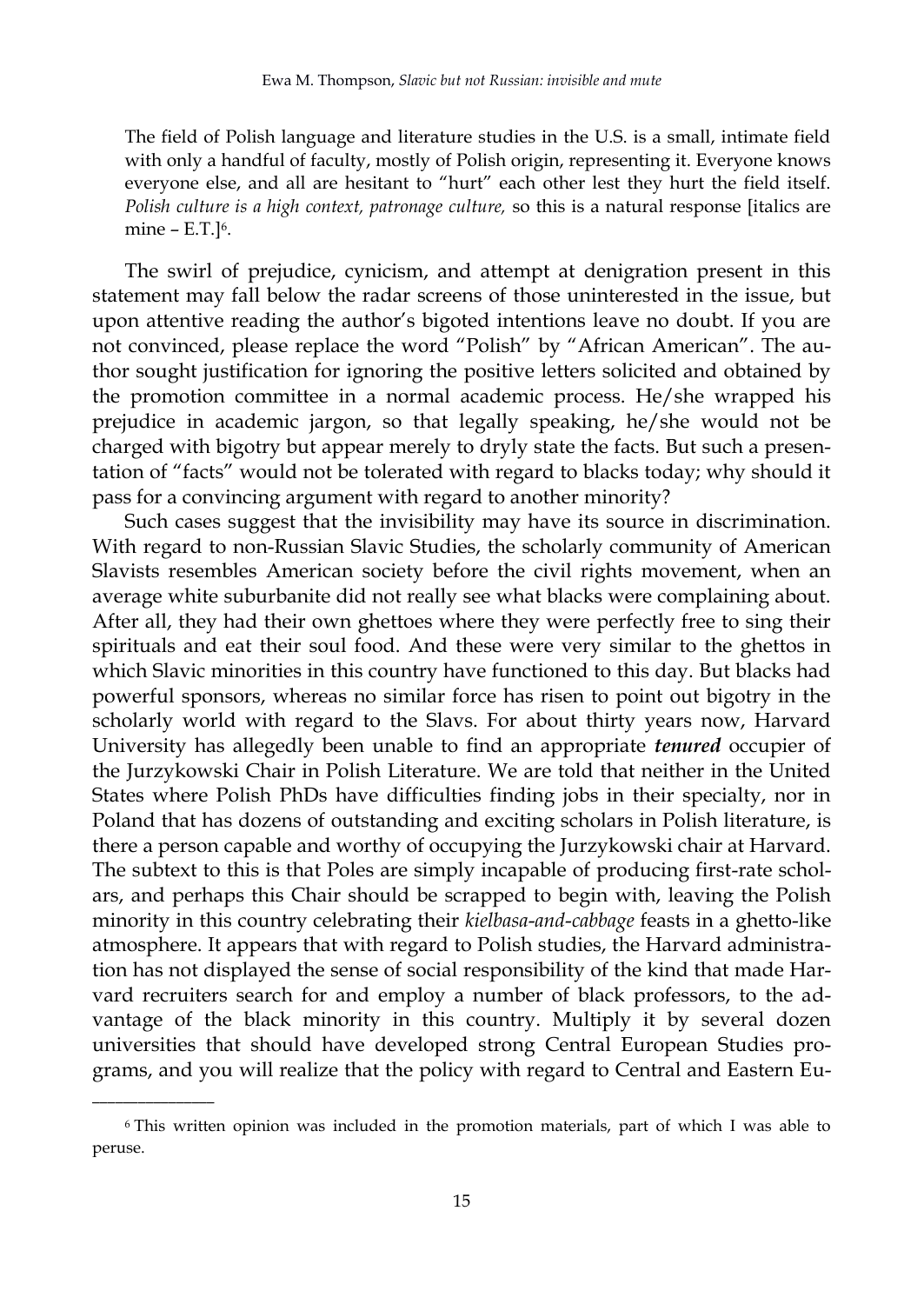> The field of Polish language and literature studies in the U.S. is a small, intimate field with only a handful of faculty, mostly of Polish origin, representing it. Everyone knows everyone else, and all are hesitant to "hurt" each other lest they hurt the field itself. *Polish culture is a high context, patronage culture,* so this is a natural response [italics are mine – E.T.][6].

The swirl of prejudice, cynicism, and attempt at denigration present in this statement may fall below the radar screens of those uninterested in the issue, but upon attentive reading the author's bigoted intentions leave no doubt. If you are not convinced, please replace the word "Polish" by "African American". The author sought justification for ignoring the positive letters solicited and obtained by the promotion committee in a normal academic process. He/she wrapped his prejudice in academic jargon, so that legally speaking, he/she would not be charged with bigotry but appear merely to dryly state the facts. But such a presentation of "facts" would not be tolerated with regard to blacks today; why should it pass for a convincing argument with regard to another minority?

Such cases suggest that the invisibility may have its source in discrimination. With regard to non-Russian Slavic Studies, the scholarly community of American Slavists resembles American society before the civil rights movement, when an average white suburbanite did not really see what blacks were complaining about. After all, they had their own ghettoes where they were perfectly free to sing their spirituals and eat their soul food. And these were very similar to the ghettos in which Slavic minorities in this country have functioned to this day. But blacks had powerful sponsors, whereas no similar force has risen to point out bigotry in the scholarly world with regard to the Slavs. For about thirty years now, Harvard University has allegedly been unable to find an appropriate ***tenured*** occupier of the Jurzykowski Chair in Polish Literature. We are told that neither in the United States where Polish PhDs have difficulties finding jobs in their specialty, nor in Poland that has dozens of outstanding and exciting scholars in Polish literature, is there a person capable and worthy of occupying the Jurzykowski chair at Harvard. The subtext to this is that Poles are simply incapable of producing first-rate scholars, and perhaps this Chair should be scrapped to begin with, leaving the Polish minority in this country celebrating their *kielbasa-and-cabbage* feasts in a ghetto-like atmosphere. It appears that with regard to Polish studies, the Harvard administration has not displayed the sense of social responsibility of the kind that made Harvard recruiters search for and employ a number of black professors, to the advantage of the black minority in this country. Multiply it by several dozen universities that should have developed strong Central European Studies programs, and you will realize that the policy with regard to Central and Eastern Eu-

---

[6] This written opinion was included in the promotion materials, part of which I was able to peruse.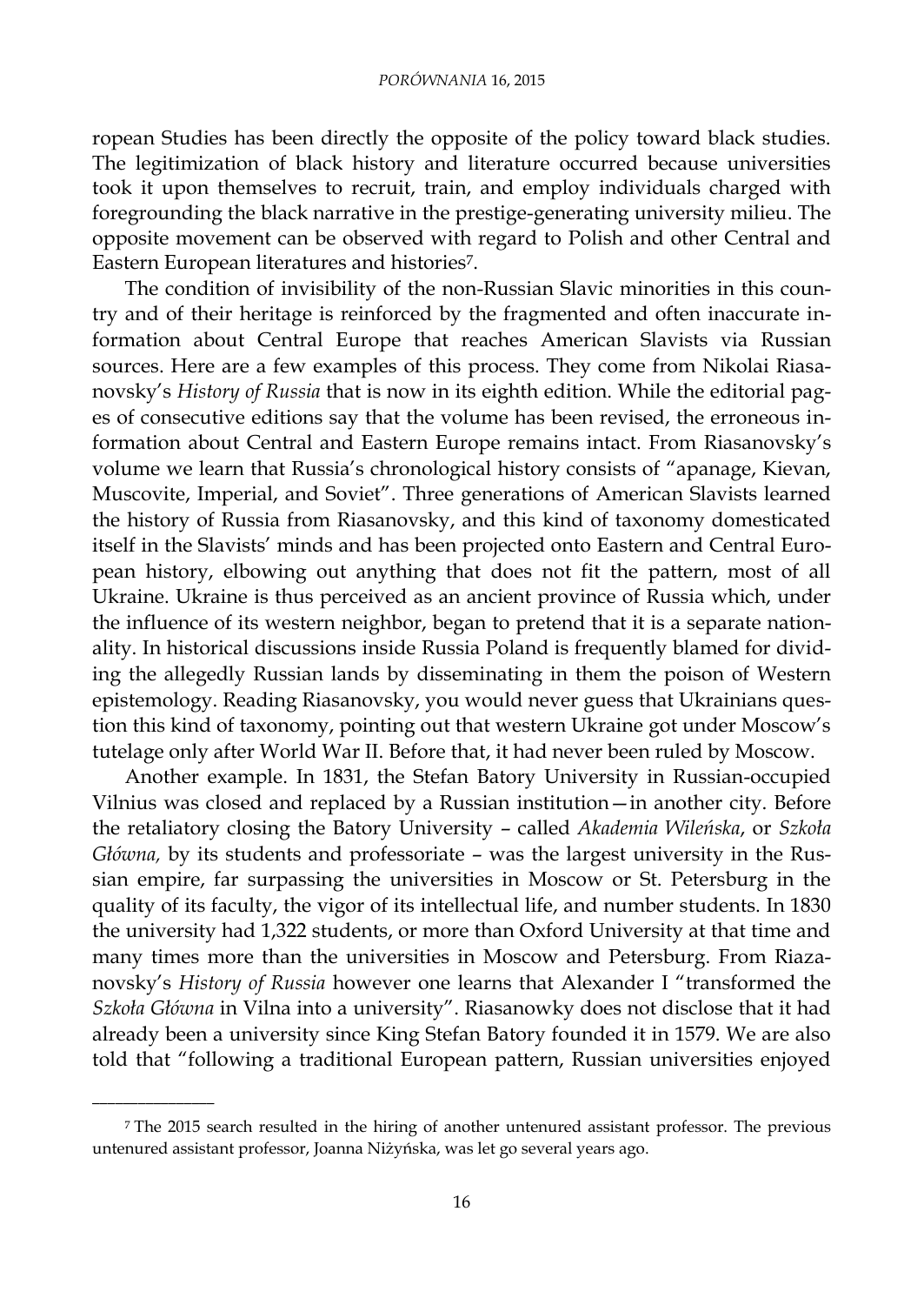ropean Studies has been directly the opposite of the policy toward black studies. The legitimization of black history and literature occurred because universities took it upon themselves to recruit, train, and employ individuals charged with foregrounding the black narrative in the prestige-generating university milieu. The opposite movement can be observed with regard to Polish and other Central and Eastern European literatures and histories[7].

The condition of invisibility of the non-Russian Slavic minorities in this country and of their heritage is reinforced by the fragmented and often inaccurate information about Central Europe that reaches American Slavists via Russian sources. Here are a few examples of this process. They come from Nikolai Riasanovsky's *History of Russia* that is now in its eighth edition. While the editorial pages of consecutive editions say that the volume has been revised, the erroneous information about Central and Eastern Europe remains intact. From Riasanovsky's volume we learn that Russia's chronological history consists of "apanage, Kievan, Muscovite, Imperial, and Soviet". Three generations of American Slavists learned the history of Russia from Riasanovsky, and this kind of taxonomy domesticated itself in the Slavists' minds and has been projected onto Eastern and Central European history, elbowing out anything that does not fit the pattern, most of all Ukraine. Ukraine is thus perceived as an ancient province of Russia which, under the influence of its western neighbor, began to pretend that it is a separate nationality. In historical discussions inside Russia Poland is frequently blamed for dividing the allegedly Russian lands by disseminating in them the poison of Western epistemology. Reading Riasanovsky, you would never guess that Ukrainians question this kind of taxonomy, pointing out that western Ukraine got under Moscow's tutelage only after World War II. Before that, it had never been ruled by Moscow.

Another example. In 1831, the Stefan Batory University in Russian-occupied Vilnius was closed and replaced by a Russian institution—in another city. Before the retaliatory closing the Batory University – called *Akademia Wileńska*, or *Szkoła Główna,* by its students and professoriate – was the largest university in the Russian empire, far surpassing the universities in Moscow or St. Petersburg in the quality of its faculty, the vigor of its intellectual life, and number students. In 1830 the university had 1,322 students, or more than Oxford University at that time and many times more than the universities in Moscow and Petersburg. From Riazanovsky's *History of Russia* however one learns that Alexander I "transformed the *Szkoła Główna* in Vilna into a university". Riasanowky does not disclose that it had already been a university since King Stefan Batory founded it in 1579. We are also told that "following a traditional European pattern, Russian universities enjoyed

---

[7] The 2015 search resulted in the hiring of another untenured assistant professor. The previous untenured assistant professor, Joanna Niżyńska, was let go several years ago.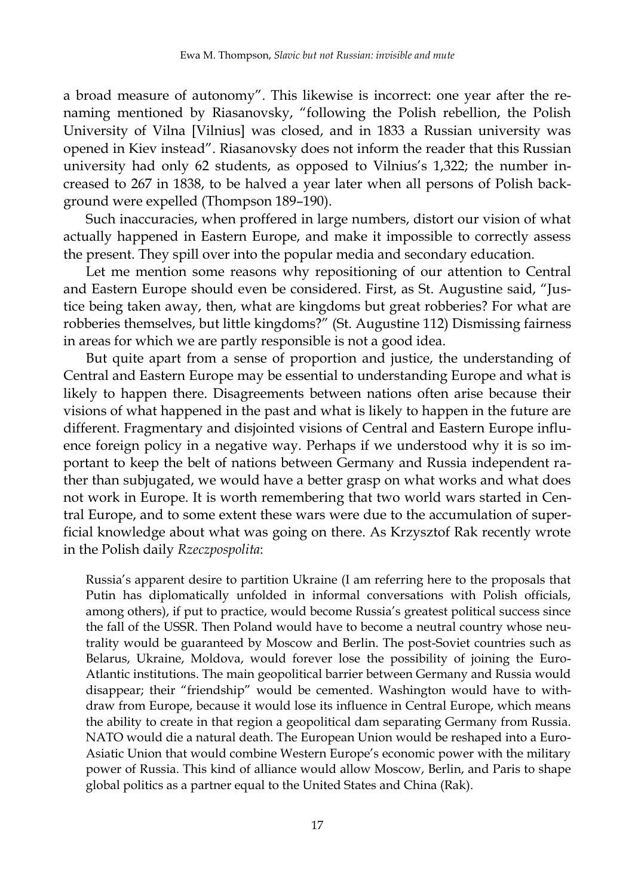a broad measure of autonomy". This likewise is incorrect: one year after the renaming mentioned by Riasanovsky, "following the Polish rebellion, the Polish University of Vilna [Vilnius] was closed, and in 1833 a Russian university was opened in Kiev instead". Riasanovsky does not inform the reader that this Russian university had only 62 students, as opposed to Vilnius's 1,322; the number increased to 267 in 1838, to be halved a year later when all persons of Polish background were expelled (Thompson 189–190).

Such inaccuracies, when proffered in large numbers, distort our vision of what actually happened in Eastern Europe, and make it impossible to correctly assess the present. They spill over into the popular media and secondary education.

Let me mention some reasons why repositioning of our attention to Central and Eastern Europe should even be considered. First, as St. Augustine said, "Justice being taken away, then, what are kingdoms but great robberies? For what are robberies themselves, but little kingdoms?" (St. Augustine 112) Dismissing fairness in areas for which we are partly responsible is not a good idea.

But quite apart from a sense of proportion and justice, the understanding of Central and Eastern Europe may be essential to understanding Europe and what is likely to happen there. Disagreements between nations often arise because their visions of what happened in the past and what is likely to happen in the future are different. Fragmentary and disjointed visions of Central and Eastern Europe influence foreign policy in a negative way. Perhaps if we understood why it is so important to keep the belt of nations between Germany and Russia independent rather than subjugated, we would have a better grasp on what works and what does not work in Europe. It is worth remembering that two world wars started in Central Europe, and to some extent these wars were due to the accumulation of superficial knowledge about what was going on there. As Krzysztof Rak recently wrote in the Polish daily *Rzeczpospolita*:

> Russia's apparent desire to partition Ukraine (I am referring here to the proposals that Putin has diplomatically unfolded in informal conversations with Polish officials, among others), if put to practice, would become Russia's greatest political success since the fall of the USSR. Then Poland would have to become a neutral country whose neutrality would be guaranteed by Moscow and Berlin. The post-Soviet countries such as Belarus, Ukraine, Moldova, would forever lose the possibility of joining the Euro-Atlantic institutions. The main geopolitical barrier between Germany and Russia would disappear; their "friendship" would be cemented. Washington would have to withdraw from Europe, because it would lose its influence in Central Europe, which means the ability to create in that region a geopolitical dam separating Germany from Russia. NATO would die a natural death. The European Union would be reshaped into a Euro-Asiatic Union that would combine Western Europe's economic power with the military power of Russia. This kind of alliance would allow Moscow, Berlin, and Paris to shape global politics as a partner equal to the United States and China (Rak).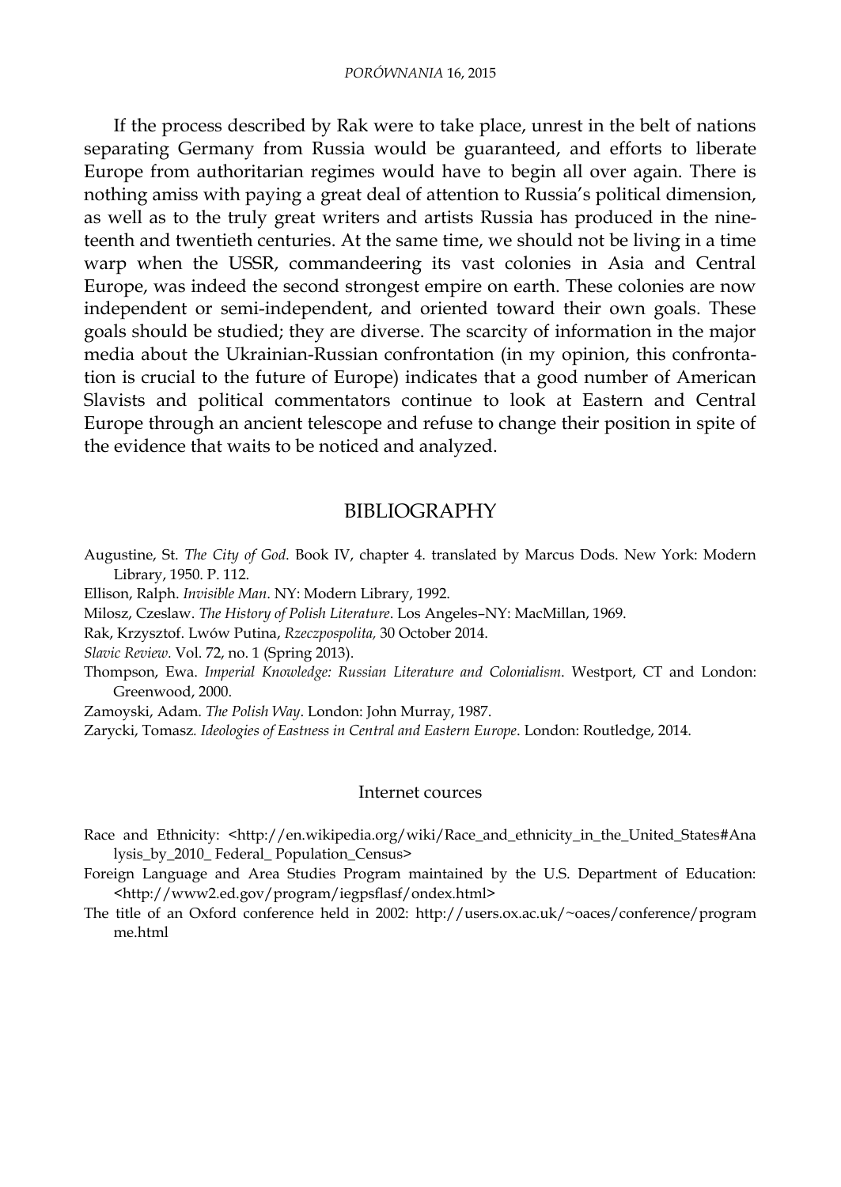If the process described by Rak were to take place, unrest in the belt of nations separating Germany from Russia would be guaranteed, and efforts to liberate Europe from authoritarian regimes would have to begin all over again. There is nothing amiss with paying a great deal of attention to Russia's political dimension, as well as to the truly great writers and artists Russia has produced in the nineteenth and twentieth centuries. At the same time, we should not be living in a time warp when the USSR, commandeering its vast colonies in Asia and Central Europe, was indeed the second strongest empire on earth. These colonies are now independent or semi-independent, and oriented toward their own goals. These goals should be studied; they are diverse. The scarcity of information in the major media about the Ukrainian-Russian confrontation (in my opinion, this confrontation is crucial to the future of Europe) indicates that a good number of American Slavists and political commentators continue to look at Eastern and Central Europe through an ancient telescope and refuse to change their position in spite of the evidence that waits to be noticed and analyzed.

## BIBLIOGRAPHY

Augustine, St. *The City of God*. Book IV, chapter 4. translated by Marcus Dods. New York: Modern Library, 1950. P. 112.

Ellison, Ralph. *Invisible Man*. NY: Modern Library, 1992.

Milosz, Czeslaw. *The History of Polish Literature*. Los Angeles–NY: MacMillan, 1969.

Rak, Krzysztof. Lwów Putina, *Rzeczpospolita,* 30 October 2014.

*Slavic Review*. Vol. 72, no. 1 (Spring 2013).

Thompson, Ewa. *Imperial Knowledge: Russian Literature and Colonialism*. Westport, CT and London: Greenwood, 2000.

Zamoyski, Adam. *The Polish Way*. London: John Murray, 1987.

Zarycki, Tomasz. *Ideologies of Eastness in Central and Eastern Europe*. London: Routledge, 2014.

### Internet cources

Race and Ethnicity: <http://en.wikipedia.org/wiki/Race_and_ethnicity_in_the_United_States#Analysis_by_2010_ Federal_ Population_Census>

Foreign Language and Area Studies Program maintained by the U.S. Department of Education: <http://www2.ed.gov/program/iegpsflasf/ondex.html>

The title of an Oxford conference held in 2002: http://users.ox.ac.uk/~oaces/conference/programme.html